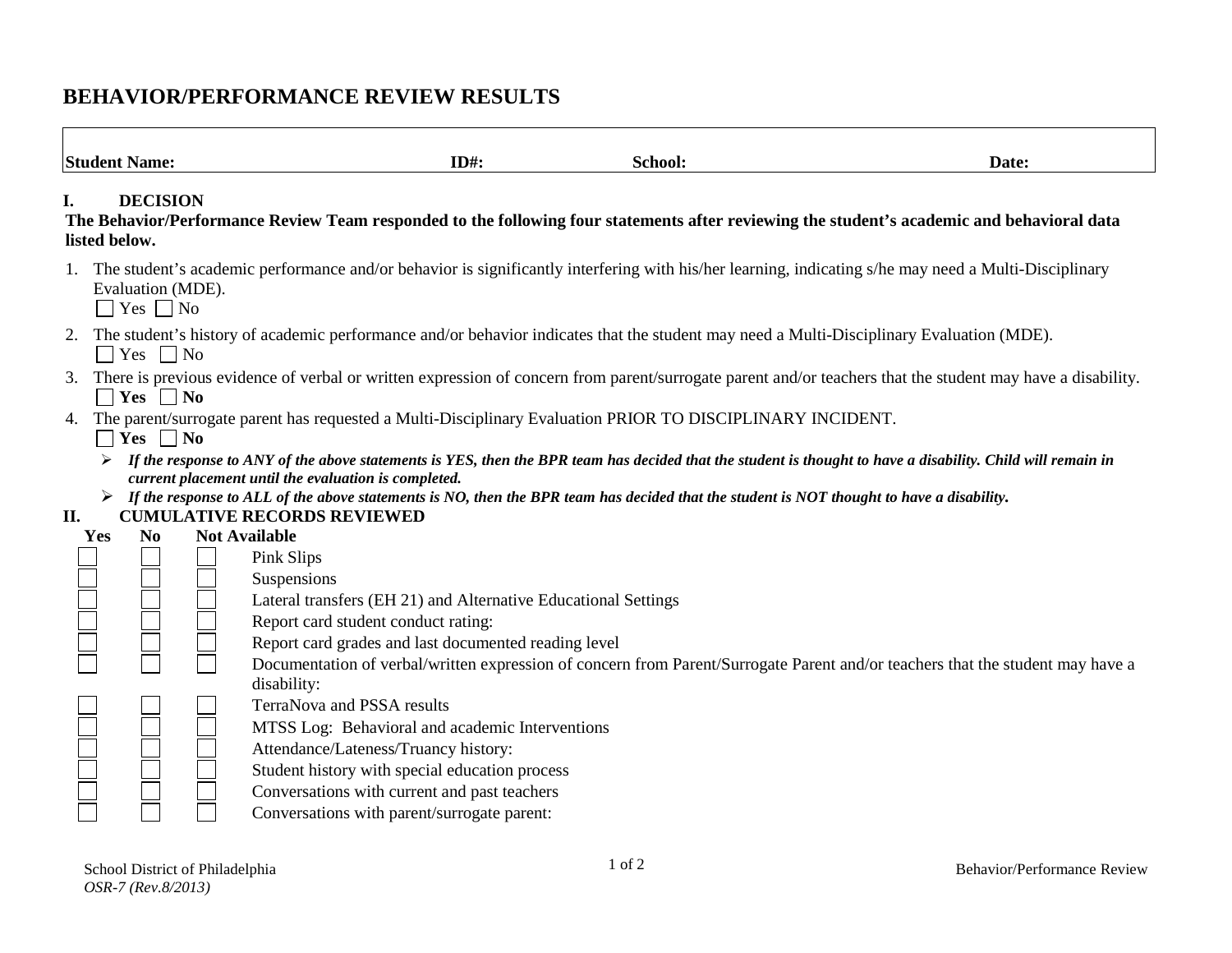# BEHAVIOR/PERFORMANCE REVIEW RESULTS

| Student Name: | ID#: | School: | Date: |
|---|---|---|---|

## I. DECISION

**The Behavior/Performance Review Team responded to the following four statements after reviewing the student's academic and behavioral data listed below.**

1. The student's academic performance and/or behavior is significantly interfering with his/her learning, indicating s/he may need a Multi-Disciplinary Evaluation (MDE).
   ☐ Yes ☐ No
2. The student's history of academic performance and/or behavior indicates that the student may need a Multi-Disciplinary Evaluation (MDE).
   ☐ Yes ☐ No
3. There is previous evidence of verbal or written expression of concern from parent/surrogate parent and/or teachers that the student may have a disability.
   ☐ **Yes** ☐ **No**
4. The parent/surrogate parent has requested a Multi-Disciplinary Evaluation PRIOR TO DISCIPLINARY INCIDENT.
   ☐ **Yes** ☐ **No**
   - ***If the response to ANY of the above statements is YES, then the BPR team has decided that the student is thought to have a disability. Child will remain in current placement until the evaluation is completed.***
   - ***If the response to ALL of the above statements is NO, then the BPR team has decided that the student is NOT thought to have a disability.***

## II. CUMULATIVE RECORDS REVIEWED

| Yes | No | Not Available | |
|---|---|---|---|
| ☐ | ☐ | ☐ | Pink Slips |
| ☐ | ☐ | ☐ | Suspensions |
| ☐ | ☐ | ☐ | Lateral transfers (EH 21) and Alternative Educational Settings |
| ☐ | ☐ | ☐ | Report card student conduct rating: |
| ☐ | ☐ | ☐ | Report card grades and last documented reading level |
| ☐ | ☐ | ☐ | Documentation of verbal/written expression of concern from Parent/Surrogate Parent and/or teachers that the student may have a disability: |
| ☐ | ☐ | ☐ | TerraNova and PSSA results |
| ☐ | ☐ | ☐ | MTSS Log: Behavioral and academic Interventions |
| ☐ | ☐ | ☐ | Attendance/Lateness/Truancy history: |
| ☐ | ☐ | ☐ | Student history with special education process |
| ☐ | ☐ | ☐ | Conversations with current and past teachers |
| ☐ | ☐ | ☐ | Conversations with parent/surrogate parent: |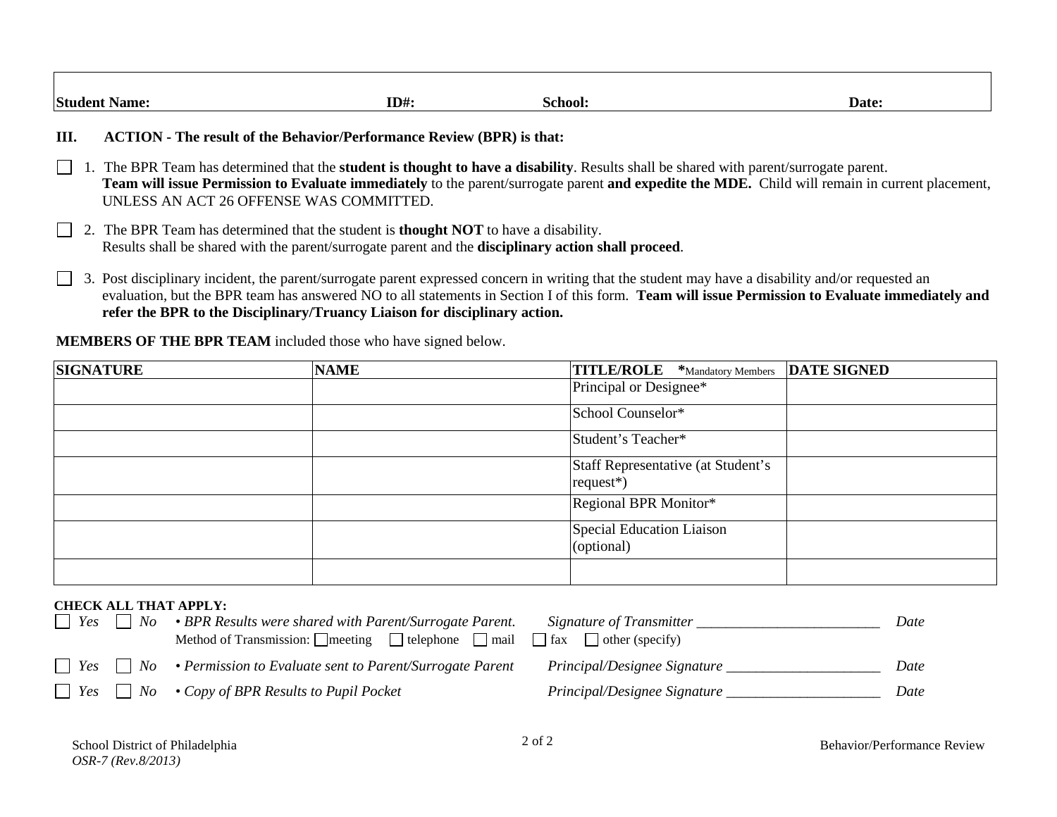| Student Name: | ID#: | School: | Date: |
|---|---|---|---|

**III. ACTION - The result of the Behavior/Performance Review (BPR) is that:**

☐ 1. The BPR Team has determined that the **student is thought to have a disability**. Results shall be shared with parent/surrogate parent. **Team will issue Permission to Evaluate immediately** to the parent/surrogate parent **and expedite the MDE.** Child will remain in current placement, UNLESS AN ACT 26 OFFENSE WAS COMMITTED.

☐ 2. The BPR Team has determined that the student is **thought NOT** to have a disability. Results shall be shared with the parent/surrogate parent and the **disciplinary action shall proceed**.

☐ 3. Post disciplinary incident, the parent/surrogate parent expressed concern in writing that the student may have a disability and/or requested an evaluation, but the BPR team has answered NO to all statements in Section I of this form. **Team will issue Permission to Evaluate immediately and refer the BPR to the Disciplinary/Truancy Liaison for disciplinary action.**

**MEMBERS OF THE BPR TEAM** included those who have signed below.

| SIGNATURE | NAME | TITLE/ROLE *Mandatory Members | DATE SIGNED |
|---|---|---|---|
| | | Principal or Designee* | |
| | | School Counselor* | |
| | | Student's Teacher* | |
| | | Staff Representative (at Student's request*) | |
| | | Regional BPR Monitor* | |
| | | Special Education Liaison (optional) | |
| | | | |

**CHECK ALL THAT APPLY:**

☐ *Yes* ☐ *No* *• BPR Results were shared with Parent/Surrogate Parent.* *Signature of Transmitter* _________________________ *Date*
Method of Transmission: ☐ meeting ☐ telephone ☐ mail ☐ fax ☐ other (specify)

☐ *Yes* ☐ *No* *• Permission to Evaluate sent to Parent/Surrogate Parent* *Principal/Designee Signature* _____________________ *Date*

☐ *Yes* ☐ *No* *• Copy of BPR Results to Pupil Pocket* *Principal/Designee Signature* _____________________ *Date*

School District of Philadelphia
*OSR-7 (Rev.8/2013)*

Behavior/Performance Review